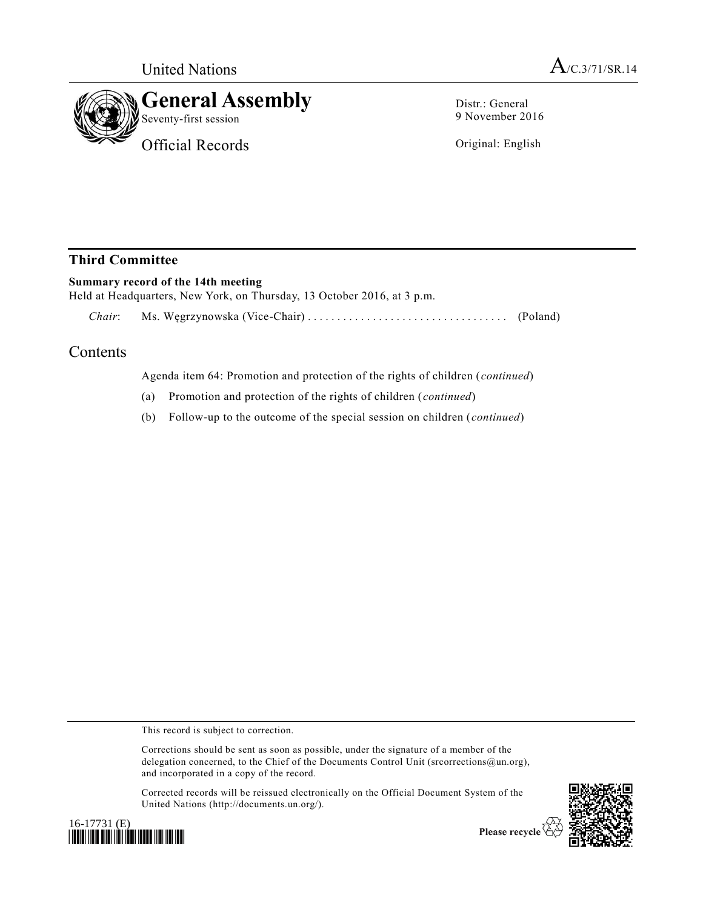United Nations

A/C.3/71/SR.14

# General Assembly

Seventy-first session

Official Records

Distr.: General
9 November 2016

Original: English

## Third Committee

**Summary record of the 14th meeting**

Held at Headquarters, New York, on Thursday, 13 October 2016, at 3 p.m.

*Chair*: Ms. Węgrzynowska (Vice-Chair) .................................. (Poland)

## Contents

Agenda item 64: Promotion and protection of the rights of children (*continued*)

(a) Promotion and protection of the rights of children (*continued*)

(b) Follow-up to the outcome of the special session on children (*continued*)

This record is subject to correction.

Corrections should be sent as soon as possible, under the signature of a member of the delegation concerned, to the Chief of the Documents Control Unit (srcorrections@un.org), and incorporated in a copy of the record.

Corrected records will be reissued electronically on the Official Document System of the United Nations (http://documents.un.org/).

16-17731 (E)

Please recycle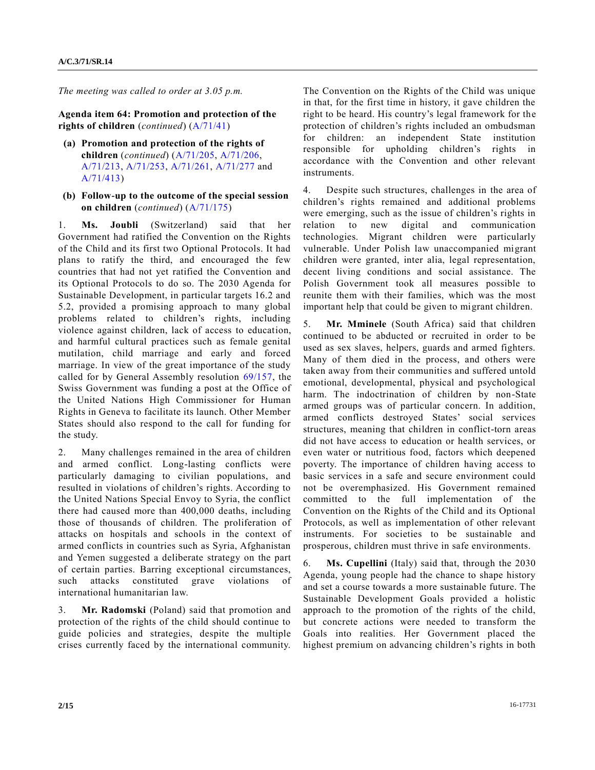*The meeting was called to order at 3.05 p.m.*

**Agenda item 64: Promotion and protection of the rights of children** (*continued*) (A/71/41)

**(a) Promotion and protection of the rights of children** (*continued*) (A/71/205, A/71/206, A/71/213, A/71/253, A/71/261, A/71/277 and A/71/413)

**(b) Follow-up to the outcome of the special session on children** (*continued*) (A/71/175)

1. **Ms. Joubli** (Switzerland) said that her Government had ratified the Convention on the Rights of the Child and its first two Optional Protocols. It had plans to ratify the third, and encouraged the few countries that had not yet ratified the Convention and its Optional Protocols to do so. The 2030 Agenda for Sustainable Development, in particular targets 16.2 and 5.2, provided a promising approach to many global problems related to children's rights, including violence against children, lack of access to education, and harmful cultural practices such as female genital mutilation, child marriage and early and forced marriage. In view of the great importance of the study called for by General Assembly resolution 69/157, the Swiss Government was funding a post at the Office of the United Nations High Commissioner for Human Rights in Geneva to facilitate its launch. Other Member States should also respond to the call for funding for the study.

2. Many challenges remained in the area of children and armed conflict. Long-lasting conflicts were particularly damaging to civilian populations, and resulted in violations of children's rights. According to the United Nations Special Envoy to Syria, the conflict there had caused more than 400,000 deaths, including those of thousands of children. The proliferation of attacks on hospitals and schools in the context of armed conflicts in countries such as Syria, Afghanistan and Yemen suggested a deliberate strategy on the part of certain parties. Barring exceptional circumstances, such attacks constituted grave violations of international humanitarian law.

3. **Mr. Radomski** (Poland) said that promotion and protection of the rights of the child should continue to guide policies and strategies, despite the multiple crises currently faced by the international community. The Convention on the Rights of the Child was unique in that, for the first time in history, it gave children the right to be heard. His country's legal framework for the protection of children's rights included an ombudsman for children: an independent State institution responsible for upholding children's rights in accordance with the Convention and other relevant instruments.

4. Despite such structures, challenges in the area of children's rights remained and additional problems were emerging, such as the issue of children's rights in relation to new digital and communication technologies. Migrant children were particularly vulnerable. Under Polish law unaccompanied migrant children were granted, inter alia, legal representation, decent living conditions and social assistance. The Polish Government took all measures possible to reunite them with their families, which was the most important help that could be given to migrant children.

5. **Mr. Mminele** (South Africa) said that children continued to be abducted or recruited in order to be used as sex slaves, helpers, guards and armed fighters. Many of them died in the process, and others were taken away from their communities and suffered untold emotional, developmental, physical and psychological harm. The indoctrination of children by non-State armed groups was of particular concern. In addition, armed conflicts destroyed States' social services structures, meaning that children in conflict-torn areas did not have access to education or health services, or even water or nutritious food, factors which deepened poverty. The importance of children having access to basic services in a safe and secure environment could not be overemphasized. His Government remained committed to the full implementation of the Convention on the Rights of the Child and its Optional Protocols, as well as implementation of other relevant instruments. For societies to be sustainable and prosperous, children must thrive in safe environments.

6. **Ms. Cupellini** (Italy) said that, through the 2030 Agenda, young people had the chance to shape history and set a course towards a more sustainable future. The Sustainable Development Goals provided a holistic approach to the promotion of the rights of the child, but concrete actions were needed to transform the Goals into realities. Her Government placed the highest premium on advancing children's rights in both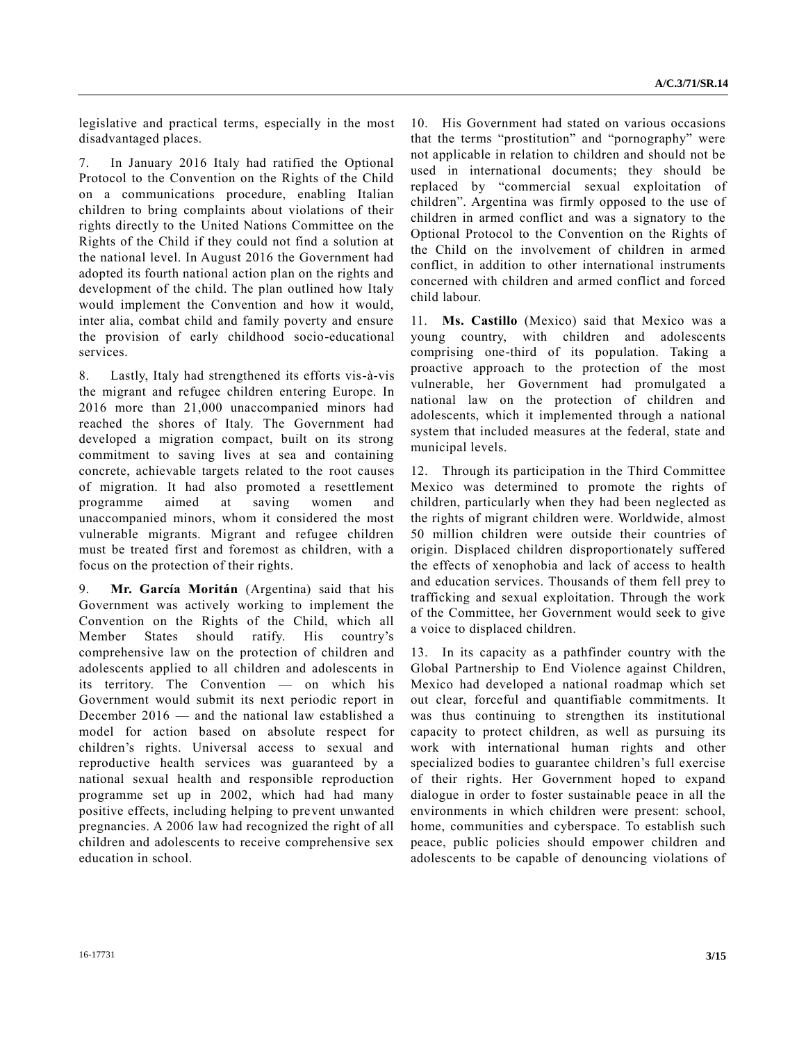legislative and practical terms, especially in the most disadvantaged places.

7. In January 2016 Italy had ratified the Optional Protocol to the Convention on the Rights of the Child on a communications procedure, enabling Italian children to bring complaints about violations of their rights directly to the United Nations Committee on the Rights of the Child if they could not find a solution at the national level. In August 2016 the Government had adopted its fourth national action plan on the rights and development of the child. The plan outlined how Italy would implement the Convention and how it would, inter alia, combat child and family poverty and ensure the provision of early childhood socio-educational services.

8. Lastly, Italy had strengthened its efforts vis-à-vis the migrant and refugee children entering Europe. In 2016 more than 21,000 unaccompanied minors had reached the shores of Italy. The Government had developed a migration compact, built on its strong commitment to saving lives at sea and containing concrete, achievable targets related to the root causes of migration. It had also promoted a resettlement programme aimed at saving women and unaccompanied minors, whom it considered the most vulnerable migrants. Migrant and refugee children must be treated first and foremost as children, with a focus on the protection of their rights.

9. **Mr. García Moritán** (Argentina) said that his Government was actively working to implement the Convention on the Rights of the Child, which all Member States should ratify. His country's comprehensive law on the protection of children and adolescents applied to all children and adolescents in its territory. The Convention — on which his Government would submit its next periodic report in December 2016 — and the national law established a model for action based on absolute respect for children's rights. Universal access to sexual and reproductive health services was guaranteed by a national sexual health and responsible reproduction programme set up in 2002, which had had many positive effects, including helping to prevent unwanted pregnancies. A 2006 law had recognized the right of all children and adolescents to receive comprehensive sex education in school.

10. His Government had stated on various occasions that the terms "prostitution" and "pornography" were not applicable in relation to children and should not be used in international documents; they should be replaced by "commercial sexual exploitation of children". Argentina was firmly opposed to the use of children in armed conflict and was a signatory to the Optional Protocol to the Convention on the Rights of the Child on the involvement of children in armed conflict, in addition to other international instruments concerned with children and armed conflict and forced child labour.

11. **Ms. Castillo** (Mexico) said that Mexico was a young country, with children and adolescents comprising one-third of its population. Taking a proactive approach to the protection of the most vulnerable, her Government had promulgated a national law on the protection of children and adolescents, which it implemented through a national system that included measures at the federal, state and municipal levels.

12. Through its participation in the Third Committee Mexico was determined to promote the rights of children, particularly when they had been neglected as the rights of migrant children were. Worldwide, almost 50 million children were outside their countries of origin. Displaced children disproportionately suffered the effects of xenophobia and lack of access to health and education services. Thousands of them fell prey to trafficking and sexual exploitation. Through the work of the Committee, her Government would seek to give a voice to displaced children.

13. In its capacity as a pathfinder country with the Global Partnership to End Violence against Children, Mexico had developed a national roadmap which set out clear, forceful and quantifiable commitments. It was thus continuing to strengthen its institutional capacity to protect children, as well as pursuing its work with international human rights and other specialized bodies to guarantee children's full exercise of their rights. Her Government hoped to expand dialogue in order to foster sustainable peace in all the environments in which children were present: school, home, communities and cyberspace. To establish such peace, public policies should empower children and adolescents to be capable of denouncing violations of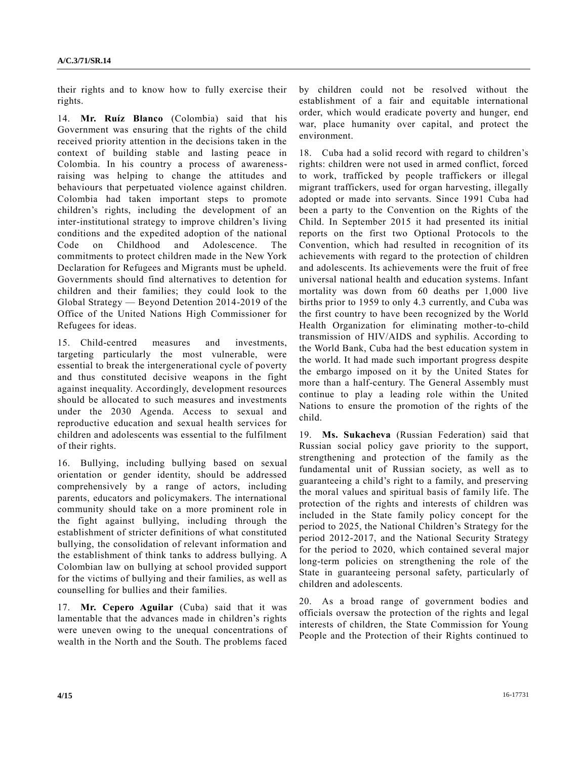their rights and to know how to fully exercise their rights.

14. **Mr. Ruíz Blanco** (Colombia) said that his Government was ensuring that the rights of the child received priority attention in the decisions taken in the context of building stable and lasting peace in Colombia. In his country a process of awareness-raising was helping to change the attitudes and behaviours that perpetuated violence against children. Colombia had taken important steps to promote children's rights, including the development of an inter-institutional strategy to improve children's living conditions and the expedited adoption of the national Code on Childhood and Adolescence. The commitments to protect children made in the New York Declaration for Refugees and Migrants must be upheld. Governments should find alternatives to detention for children and their families; they could look to the Global Strategy — Beyond Detention 2014-2019 of the Office of the United Nations High Commissioner for Refugees for ideas.

15. Child-centred measures and investments, targeting particularly the most vulnerable, were essential to break the intergenerational cycle of poverty and thus constituted decisive weapons in the fight against inequality. Accordingly, development resources should be allocated to such measures and investments under the 2030 Agenda. Access to sexual and reproductive education and sexual health services for children and adolescents was essential to the fulfilment of their rights.

16. Bullying, including bullying based on sexual orientation or gender identity, should be addressed comprehensively by a range of actors, including parents, educators and policymakers. The international community should take on a more prominent role in the fight against bullying, including through the establishment of stricter definitions of what constituted bullying, the consolidation of relevant information and the establishment of think tanks to address bullying. A Colombian law on bullying at school provided support for the victims of bullying and their families, as well as counselling for bullies and their families.

17. **Mr. Cepero Aguilar** (Cuba) said that it was lamentable that the advances made in children's rights were uneven owing to the unequal concentrations of wealth in the North and the South. The problems faced by children could not be resolved without the establishment of a fair and equitable international order, which would eradicate poverty and hunger, end war, place humanity over capital, and protect the environment.

18. Cuba had a solid record with regard to children's rights: children were not used in armed conflict, forced to work, trafficked by people traffickers or illegal migrant traffickers, used for organ harvesting, illegally adopted or made into servants. Since 1991 Cuba had been a party to the Convention on the Rights of the Child. In September 2015 it had presented its initial reports on the first two Optional Protocols to the Convention, which had resulted in recognition of its achievements with regard to the protection of children and adolescents. Its achievements were the fruit of free universal national health and education systems. Infant mortality was down from 60 deaths per 1,000 live births prior to 1959 to only 4.3 currently, and Cuba was the first country to have been recognized by the World Health Organization for eliminating mother-to-child transmission of HIV/AIDS and syphilis. According to the World Bank, Cuba had the best education system in the world. It had made such important progress despite the embargo imposed on it by the United States for more than a half-century. The General Assembly must continue to play a leading role within the United Nations to ensure the promotion of the rights of the child.

19. **Ms. Sukacheva** (Russian Federation) said that Russian social policy gave priority to the support, strengthening and protection of the family as the fundamental unit of Russian society, as well as to guaranteeing a child's right to a family, and preserving the moral values and spiritual basis of family life. The protection of the rights and interests of children was included in the State family policy concept for the period to 2025, the National Children's Strategy for the period 2012-2017, and the National Security Strategy for the period to 2020, which contained several major long-term policies on strengthening the role of the State in guaranteeing personal safety, particularly of children and adolescents.

20. As a broad range of government bodies and officials oversaw the protection of the rights and legal interests of children, the State Commission for Young People and the Protection of their Rights continued to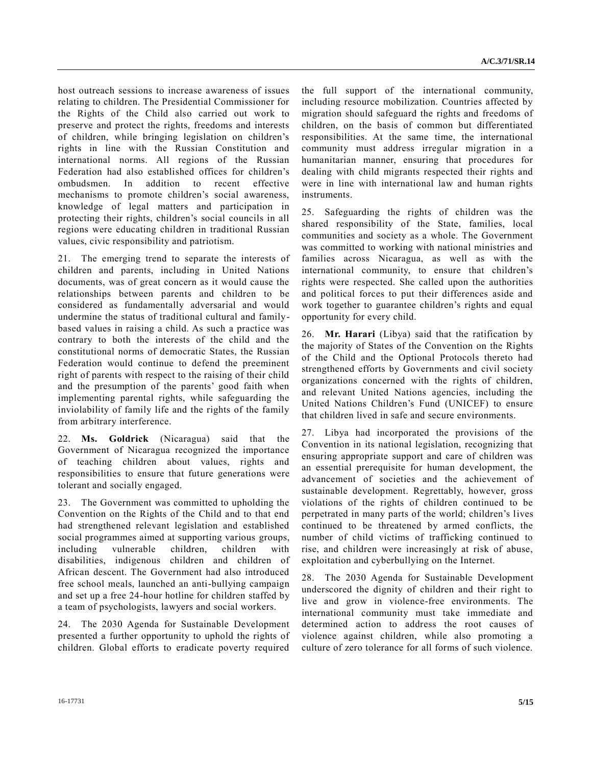host outreach sessions to increase awareness of issues relating to children. The Presidential Commissioner for the Rights of the Child also carried out work to preserve and protect the rights, freedoms and interests of children, while bringing legislation on children's rights in line with the Russian Constitution and international norms. All regions of the Russian Federation had also established offices for children's ombudsmen. In addition to recent effective mechanisms to promote children's social awareness, knowledge of legal matters and participation in protecting their rights, children's social councils in all regions were educating children in traditional Russian values, civic responsibility and patriotism.

21. The emerging trend to separate the interests of children and parents, including in United Nations documents, was of great concern as it would cause the relationships between parents and children to be considered as fundamentally adversarial and would undermine the status of traditional cultural and family-based values in raising a child. As such a practice was contrary to both the interests of the child and the constitutional norms of democratic States, the Russian Federation would continue to defend the preeminent right of parents with respect to the raising of their child and the presumption of the parents' good faith when implementing parental rights, while safeguarding the inviolability of family life and the rights of the family from arbitrary interference.

22. **Ms. Goldrick** (Nicaragua) said that the Government of Nicaragua recognized the importance of teaching children about values, rights and responsibilities to ensure that future generations were tolerant and socially engaged.

23. The Government was committed to upholding the Convention on the Rights of the Child and to that end had strengthened relevant legislation and established social programmes aimed at supporting various groups, including vulnerable children, children with disabilities, indigenous children and children of African descent. The Government had also introduced free school meals, launched an anti-bullying campaign and set up a free 24-hour hotline for children staffed by a team of psychologists, lawyers and social workers.

24. The 2030 Agenda for Sustainable Development presented a further opportunity to uphold the rights of children. Global efforts to eradicate poverty required the full support of the international community, including resource mobilization. Countries affected by migration should safeguard the rights and freedoms of children, on the basis of common but differentiated responsibilities. At the same time, the international community must address irregular migration in a humanitarian manner, ensuring that procedures for dealing with child migrants respected their rights and were in line with international law and human rights instruments.

25. Safeguarding the rights of children was the shared responsibility of the State, families, local communities and society as a whole. The Government was committed to working with national ministries and families across Nicaragua, as well as with the international community, to ensure that children's rights were respected. She called upon the authorities and political forces to put their differences aside and work together to guarantee children's rights and equal opportunity for every child.

26. **Mr. Harari** (Libya) said that the ratification by the majority of States of the Convention on the Rights of the Child and the Optional Protocols thereto had strengthened efforts by Governments and civil society organizations concerned with the rights of children, and relevant United Nations agencies, including the United Nations Children's Fund (UNICEF) to ensure that children lived in safe and secure environments.

27. Libya had incorporated the provisions of the Convention in its national legislation, recognizing that ensuring appropriate support and care of children was an essential prerequisite for human development, the advancement of societies and the achievement of sustainable development. Regrettably, however, gross violations of the rights of children continued to be perpetrated in many parts of the world; children's lives continued to be threatened by armed conflicts, the number of child victims of trafficking continued to rise, and children were increasingly at risk of abuse, exploitation and cyberbullying on the Internet.

28. The 2030 Agenda for Sustainable Development underscored the dignity of children and their right to live and grow in violence-free environments. The international community must take immediate and determined action to address the root causes of violence against children, while also promoting a culture of zero tolerance for all forms of such violence.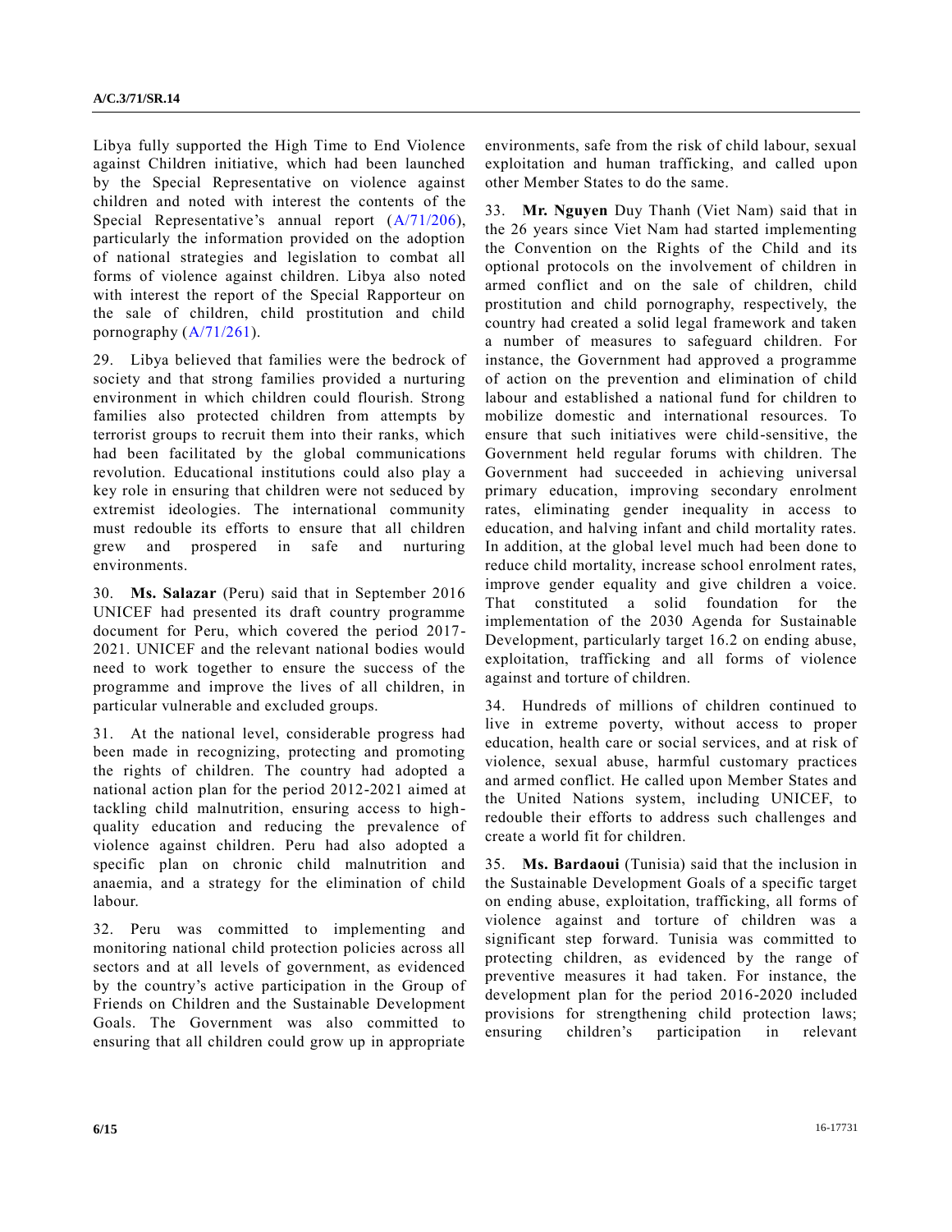Libya fully supported the High Time to End Violence against Children initiative, which had been launched by the Special Representative on violence against children and noted with interest the contents of the Special Representative's annual report (A/71/206), particularly the information provided on the adoption of national strategies and legislation to combat all forms of violence against children. Libya also noted with interest the report of the Special Rapporteur on the sale of children, child prostitution and child pornography (A/71/261).

29. Libya believed that families were the bedrock of society and that strong families provided a nurturing environment in which children could flourish. Strong families also protected children from attempts by terrorist groups to recruit them into their ranks, which had been facilitated by the global communications revolution. Educational institutions could also play a key role in ensuring that children were not seduced by extremist ideologies. The international community must redouble its efforts to ensure that all children grew and prospered in safe and nurturing environments.

30. **Ms. Salazar** (Peru) said that in September 2016 UNICEF had presented its draft country programme document for Peru, which covered the period 2017-2021. UNICEF and the relevant national bodies would need to work together to ensure the success of the programme and improve the lives of all children, in particular vulnerable and excluded groups.

31. At the national level, considerable progress had been made in recognizing, protecting and promoting the rights of children. The country had adopted a national action plan for the period 2012-2021 aimed at tackling child malnutrition, ensuring access to high-quality education and reducing the prevalence of violence against children. Peru had also adopted a specific plan on chronic child malnutrition and anaemia, and a strategy for the elimination of child labour.

32. Peru was committed to implementing and monitoring national child protection policies across all sectors and at all levels of government, as evidenced by the country's active participation in the Group of Friends on Children and the Sustainable Development Goals. The Government was also committed to ensuring that all children could grow up in appropriate environments, safe from the risk of child labour, sexual exploitation and human trafficking, and called upon other Member States to do the same.

33. **Mr. Nguyen** Duy Thanh (Viet Nam) said that in the 26 years since Viet Nam had started implementing the Convention on the Rights of the Child and its optional protocols on the involvement of children in armed conflict and on the sale of children, child prostitution and child pornography, respectively, the country had created a solid legal framework and taken a number of measures to safeguard children. For instance, the Government had approved a programme of action on the prevention and elimination of child labour and established a national fund for children to mobilize domestic and international resources. To ensure that such initiatives were child-sensitive, the Government held regular forums with children. The Government had succeeded in achieving universal primary education, improving secondary enrolment rates, eliminating gender inequality in access to education, and halving infant and child mortality rates. In addition, at the global level much had been done to reduce child mortality, increase school enrolment rates, improve gender equality and give children a voice. That constituted a solid foundation for the implementation of the 2030 Agenda for Sustainable Development, particularly target 16.2 on ending abuse, exploitation, trafficking and all forms of violence against and torture of children.

34. Hundreds of millions of children continued to live in extreme poverty, without access to proper education, health care or social services, and at risk of violence, sexual abuse, harmful customary practices and armed conflict. He called upon Member States and the United Nations system, including UNICEF, to redouble their efforts to address such challenges and create a world fit for children.

35. **Ms. Bardaoui** (Tunisia) said that the inclusion in the Sustainable Development Goals of a specific target on ending abuse, exploitation, trafficking, all forms of violence against and torture of children was a significant step forward. Tunisia was committed to protecting children, as evidenced by the range of preventive measures it had taken. For instance, the development plan for the period 2016-2020 included provisions for strengthening child protection laws; ensuring children's participation in relevant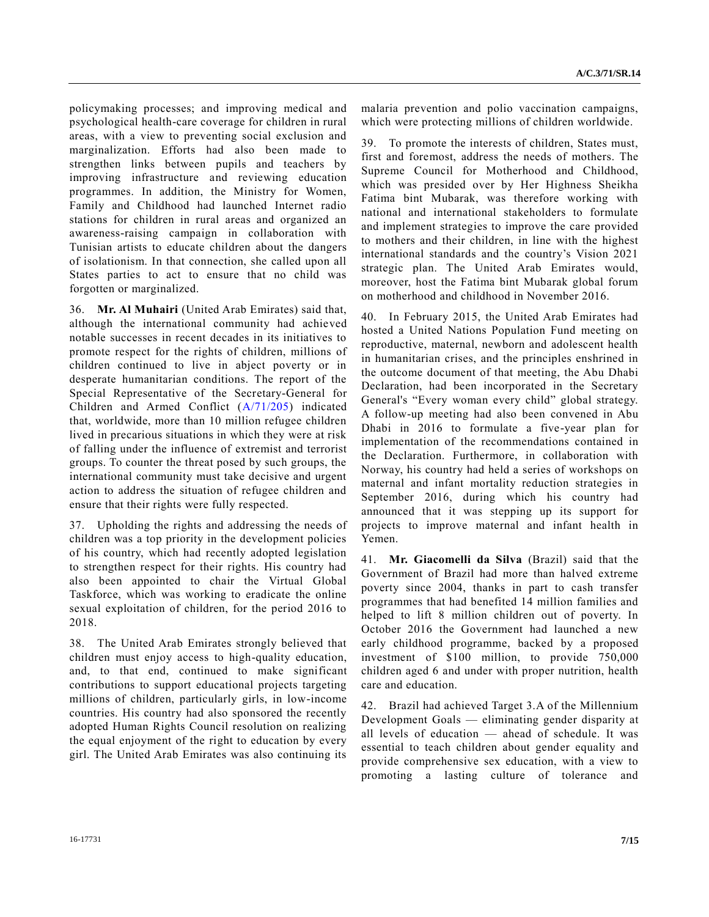policymaking processes; and improving medical and psychological health-care coverage for children in rural areas, with a view to preventing social exclusion and marginalization. Efforts had also been made to strengthen links between pupils and teachers by improving infrastructure and reviewing education programmes. In addition, the Ministry for Women, Family and Childhood had launched Internet radio stations for children in rural areas and organized an awareness-raising campaign in collaboration with Tunisian artists to educate children about the dangers of isolationism. In that connection, she called upon all States parties to act to ensure that no child was forgotten or marginalized.

36. **Mr. Al Muhairi** (United Arab Emirates) said that, although the international community had achieved notable successes in recent decades in its initiatives to promote respect for the rights of children, millions of children continued to live in abject poverty or in desperate humanitarian conditions. The report of the Special Representative of the Secretary-General for Children and Armed Conflict (A/71/205) indicated that, worldwide, more than 10 million refugee children lived in precarious situations in which they were at risk of falling under the influence of extremist and terrorist groups. To counter the threat posed by such groups, the international community must take decisive and urgent action to address the situation of refugee children and ensure that their rights were fully respected.

37. Upholding the rights and addressing the needs of children was a top priority in the development policies of his country, which had recently adopted legislation to strengthen respect for their rights. His country had also been appointed to chair the Virtual Global Taskforce, which was working to eradicate the online sexual exploitation of children, for the period 2016 to 2018.

38. The United Arab Emirates strongly believed that children must enjoy access to high-quality education, and, to that end, continued to make significant contributions to support educational projects targeting millions of children, particularly girls, in low-income countries. His country had also sponsored the recently adopted Human Rights Council resolution on realizing the equal enjoyment of the right to education by every girl. The United Arab Emirates was also continuing its malaria prevention and polio vaccination campaigns, which were protecting millions of children worldwide.

39. To promote the interests of children, States must, first and foremost, address the needs of mothers. The Supreme Council for Motherhood and Childhood, which was presided over by Her Highness Sheikha Fatima bint Mubarak, was therefore working with national and international stakeholders to formulate and implement strategies to improve the care provided to mothers and their children, in line with the highest international standards and the country's Vision 2021 strategic plan. The United Arab Emirates would, moreover, host the Fatima bint Mubarak global forum on motherhood and childhood in November 2016.

40. In February 2015, the United Arab Emirates had hosted a United Nations Population Fund meeting on reproductive, maternal, newborn and adolescent health in humanitarian crises, and the principles enshrined in the outcome document of that meeting, the Abu Dhabi Declaration, had been incorporated in the Secretary General's "Every woman every child" global strategy. A follow-up meeting had also been convened in Abu Dhabi in 2016 to formulate a five-year plan for implementation of the recommendations contained in the Declaration. Furthermore, in collaboration with Norway, his country had held a series of workshops on maternal and infant mortality reduction strategies in September 2016, during which his country had announced that it was stepping up its support for projects to improve maternal and infant health in Yemen.

41. **Mr. Giacomelli da Silva** (Brazil) said that the Government of Brazil had more than halved extreme poverty since 2004, thanks in part to cash transfer programmes that had benefited 14 million families and helped to lift 8 million children out of poverty. In October 2016 the Government had launched a new early childhood programme, backed by a proposed investment of $100 million, to provide 750,000 children aged 6 and under with proper nutrition, health care and education.

42. Brazil had achieved Target 3.A of the Millennium Development Goals — eliminating gender disparity at all levels of education — ahead of schedule. It was essential to teach children about gender equality and provide comprehensive sex education, with a view to promoting a lasting culture of tolerance and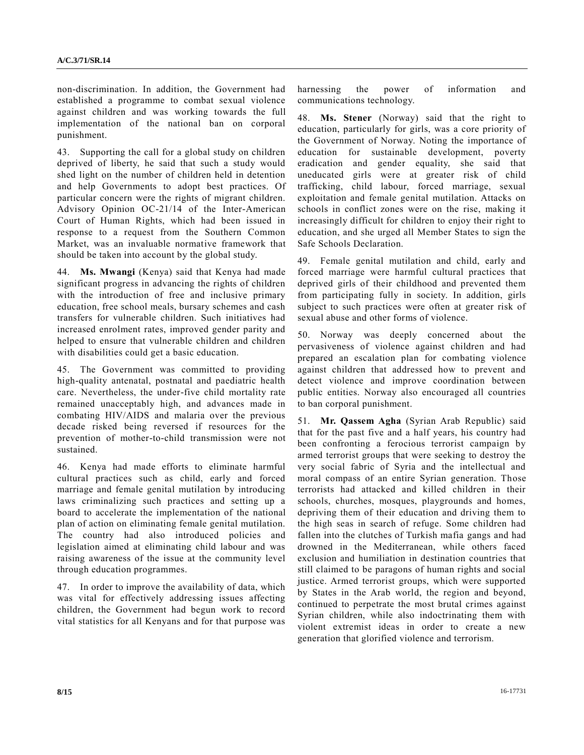non-discrimination. In addition, the Government had established a programme to combat sexual violence against children and was working towards the full implementation of the national ban on corporal punishment.

43. Supporting the call for a global study on children deprived of liberty, he said that such a study would shed light on the number of children held in detention and help Governments to adopt best practices. Of particular concern were the rights of migrant children. Advisory Opinion OC-21/14 of the Inter-American Court of Human Rights, which had been issued in response to a request from the Southern Common Market, was an invaluable normative framework that should be taken into account by the global study.

44. **Ms. Mwangi** (Kenya) said that Kenya had made significant progress in advancing the rights of children with the introduction of free and inclusive primary education, free school meals, bursary schemes and cash transfers for vulnerable children. Such initiatives had increased enrolment rates, improved gender parity and helped to ensure that vulnerable children and children with disabilities could get a basic education.

45. The Government was committed to providing high-quality antenatal, postnatal and paediatric health care. Nevertheless, the under-five child mortality rate remained unacceptably high, and advances made in combating HIV/AIDS and malaria over the previous decade risked being reversed if resources for the prevention of mother-to-child transmission were not sustained.

46. Kenya had made efforts to eliminate harmful cultural practices such as child, early and forced marriage and female genital mutilation by introducing laws criminalizing such practices and setting up a board to accelerate the implementation of the national plan of action on eliminating female genital mutilation. The country had also introduced policies and legislation aimed at eliminating child labour and was raising awareness of the issue at the community level through education programmes.

47. In order to improve the availability of data, which was vital for effectively addressing issues affecting children, the Government had begun work to record vital statistics for all Kenyans and for that purpose was harnessing the power of information and communications technology.

48. **Ms. Stener** (Norway) said that the right to education, particularly for girls, was a core priority of the Government of Norway. Noting the importance of education for sustainable development, poverty eradication and gender equality, she said that uneducated girls were at greater risk of child trafficking, child labour, forced marriage, sexual exploitation and female genital mutilation. Attacks on schools in conflict zones were on the rise, making it increasingly difficult for children to enjoy their right to education, and she urged all Member States to sign the Safe Schools Declaration.

49. Female genital mutilation and child, early and forced marriage were harmful cultural practices that deprived girls of their childhood and prevented them from participating fully in society. In addition, girls subject to such practices were often at greater risk of sexual abuse and other forms of violence.

50. Norway was deeply concerned about the pervasiveness of violence against children and had prepared an escalation plan for combating violence against children that addressed how to prevent and detect violence and improve coordination between public entities. Norway also encouraged all countries to ban corporal punishment.

51. **Mr. Qassem Agha** (Syrian Arab Republic) said that for the past five and a half years, his country had been confronting a ferocious terrorist campaign by armed terrorist groups that were seeking to destroy the very social fabric of Syria and the intellectual and moral compass of an entire Syrian generation. Those terrorists had attacked and killed children in their schools, churches, mosques, playgrounds and homes, depriving them of their education and driving them to the high seas in search of refuge. Some children had fallen into the clutches of Turkish mafia gangs and had drowned in the Mediterranean, while others faced exclusion and humiliation in destination countries that still claimed to be paragons of human rights and social justice. Armed terrorist groups, which were supported by States in the Arab world, the region and beyond, continued to perpetrate the most brutal crimes against Syrian children, while also indoctrinating them with violent extremist ideas in order to create a new generation that glorified violence and terrorism.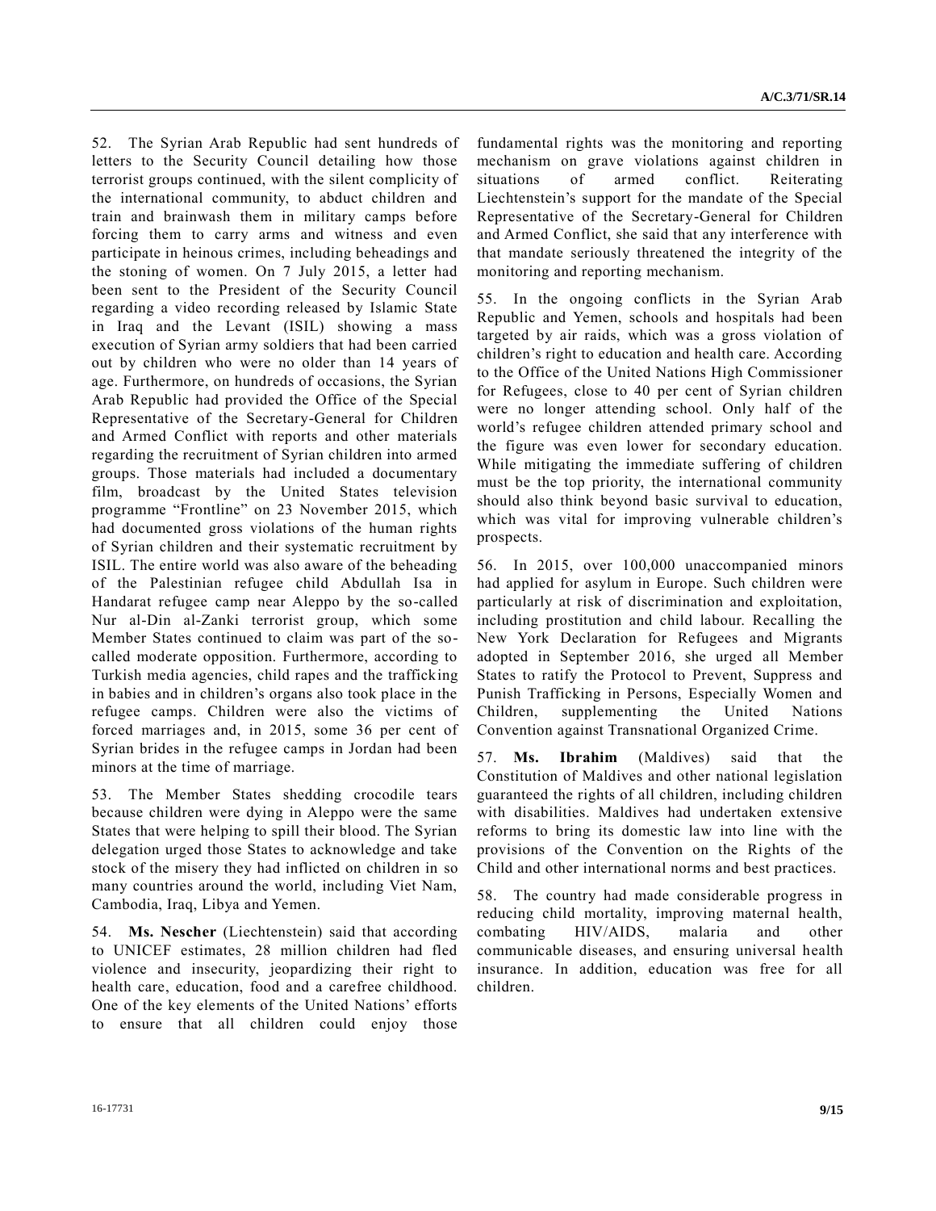52. The Syrian Arab Republic had sent hundreds of letters to the Security Council detailing how those terrorist groups continued, with the silent complicity of the international community, to abduct children and train and brainwash them in military camps before forcing them to carry arms and witness and even participate in heinous crimes, including beheadings and the stoning of women. On 7 July 2015, a letter had been sent to the President of the Security Council regarding a video recording released by Islamic State in Iraq and the Levant (ISIL) showing a mass execution of Syrian army soldiers that had been carried out by children who were no older than 14 years of age. Furthermore, on hundreds of occasions, the Syrian Arab Republic had provided the Office of the Special Representative of the Secretary-General for Children and Armed Conflict with reports and other materials regarding the recruitment of Syrian children into armed groups. Those materials had included a documentary film, broadcast by the United States television programme "Frontline" on 23 November 2015, which had documented gross violations of the human rights of Syrian children and their systematic recruitment by ISIL. The entire world was also aware of the beheading of the Palestinian refugee child Abdullah Isa in Handarat refugee camp near Aleppo by the so-called Nur al-Din al-Zanki terrorist group, which some Member States continued to claim was part of the so-called moderate opposition. Furthermore, according to Turkish media agencies, child rapes and the trafficking in babies and in children's organs also took place in the refugee camps. Children were also the victims of forced marriages and, in 2015, some 36 per cent of Syrian brides in the refugee camps in Jordan had been minors at the time of marriage.

53. The Member States shedding crocodile tears because children were dying in Aleppo were the same States that were helping to spill their blood. The Syrian delegation urged those States to acknowledge and take stock of the misery they had inflicted on children in so many countries around the world, including Viet Nam, Cambodia, Iraq, Libya and Yemen.

54. **Ms. Nescher** (Liechtenstein) said that according to UNICEF estimates, 28 million children had fled violence and insecurity, jeopardizing their right to health care, education, food and a carefree childhood. One of the key elements of the United Nations' efforts to ensure that all children could enjoy those fundamental rights was the monitoring and reporting mechanism on grave violations against children in situations of armed conflict. Reiterating Liechtenstein's support for the mandate of the Special Representative of the Secretary-General for Children and Armed Conflict, she said that any interference with that mandate seriously threatened the integrity of the monitoring and reporting mechanism.

55. In the ongoing conflicts in the Syrian Arab Republic and Yemen, schools and hospitals had been targeted by air raids, which was a gross violation of children's right to education and health care. According to the Office of the United Nations High Commissioner for Refugees, close to 40 per cent of Syrian children were no longer attending school. Only half of the world's refugee children attended primary school and the figure was even lower for secondary education. While mitigating the immediate suffering of children must be the top priority, the international community should also think beyond basic survival to education, which was vital for improving vulnerable children's prospects.

56. In 2015, over 100,000 unaccompanied minors had applied for asylum in Europe. Such children were particularly at risk of discrimination and exploitation, including prostitution and child labour. Recalling the New York Declaration for Refugees and Migrants adopted in September 2016, she urged all Member States to ratify the Protocol to Prevent, Suppress and Punish Trafficking in Persons, Especially Women and Children, supplementing the United Nations Convention against Transnational Organized Crime.

57. **Ms. Ibrahim** (Maldives) said that the Constitution of Maldives and other national legislation guaranteed the rights of all children, including children with disabilities. Maldives had undertaken extensive reforms to bring its domestic law into line with the provisions of the Convention on the Rights of the Child and other international norms and best practices.

58. The country had made considerable progress in reducing child mortality, improving maternal health, combating HIV/AIDS, malaria and other communicable diseases, and ensuring universal health insurance. In addition, education was free for all children.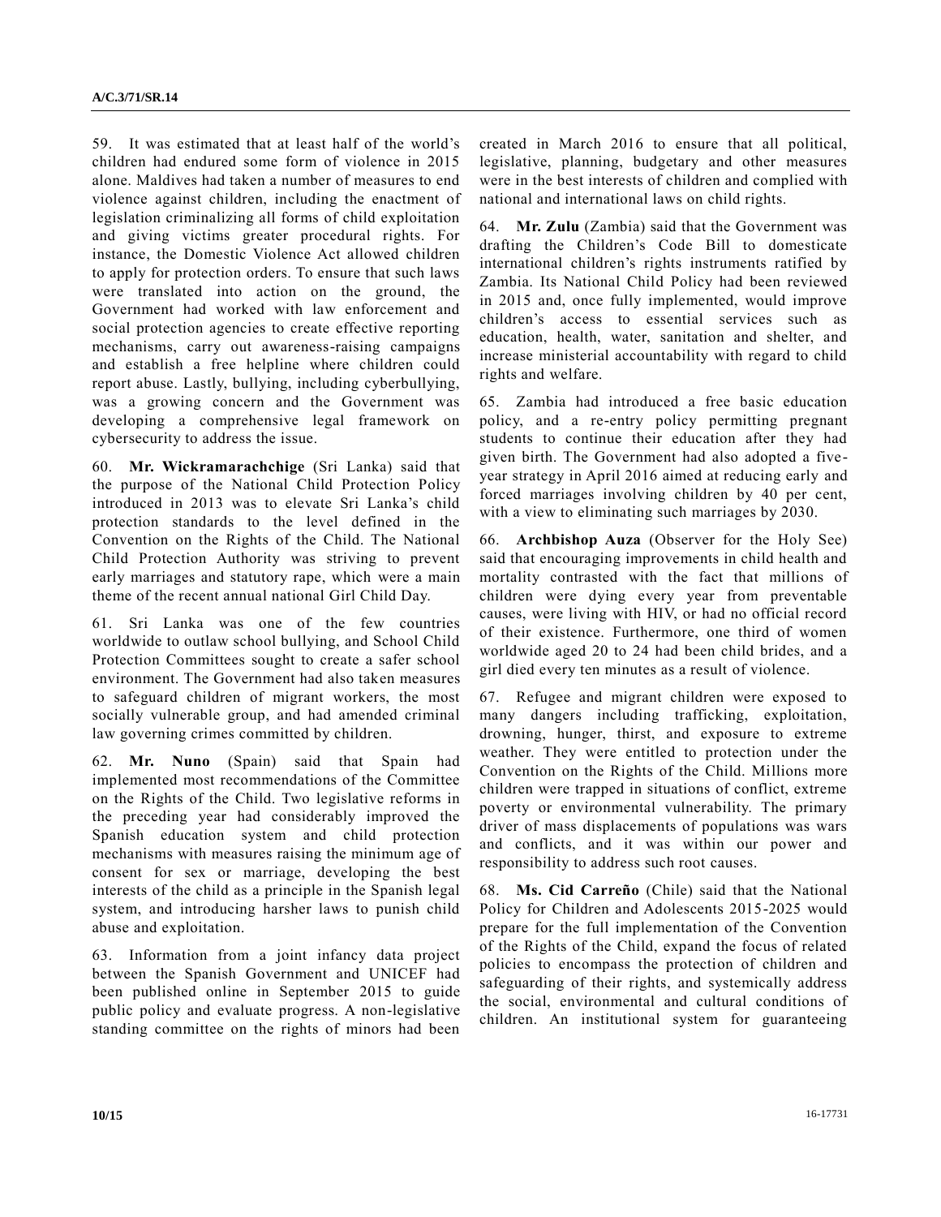59. It was estimated that at least half of the world's children had endured some form of violence in 2015 alone. Maldives had taken a number of measures to end violence against children, including the enactment of legislation criminalizing all forms of child exploitation and giving victims greater procedural rights. For instance, the Domestic Violence Act allowed children to apply for protection orders. To ensure that such laws were translated into action on the ground, the Government had worked with law enforcement and social protection agencies to create effective reporting mechanisms, carry out awareness-raising campaigns and establish a free helpline where children could report abuse. Lastly, bullying, including cyberbullying, was a growing concern and the Government was developing a comprehensive legal framework on cybersecurity to address the issue.

60. **Mr. Wickramarachchige** (Sri Lanka) said that the purpose of the National Child Protection Policy introduced in 2013 was to elevate Sri Lanka's child protection standards to the level defined in the Convention on the Rights of the Child. The National Child Protection Authority was striving to prevent early marriages and statutory rape, which were a main theme of the recent annual national Girl Child Day.

61. Sri Lanka was one of the few countries worldwide to outlaw school bullying, and School Child Protection Committees sought to create a safer school environment. The Government had also taken measures to safeguard children of migrant workers, the most socially vulnerable group, and had amended criminal law governing crimes committed by children.

62. **Mr. Nuno** (Spain) said that Spain had implemented most recommendations of the Committee on the Rights of the Child. Two legislative reforms in the preceding year had considerably improved the Spanish education system and child protection mechanisms with measures raising the minimum age of consent for sex or marriage, developing the best interests of the child as a principle in the Spanish legal system, and introducing harsher laws to punish child abuse and exploitation.

63. Information from a joint infancy data project between the Spanish Government and UNICEF had been published online in September 2015 to guide public policy and evaluate progress. A non-legislative standing committee on the rights of minors had been created in March 2016 to ensure that all political, legislative, planning, budgetary and other measures were in the best interests of children and complied with national and international laws on child rights.

64. **Mr. Zulu** (Zambia) said that the Government was drafting the Children's Code Bill to domesticate international children's rights instruments ratified by Zambia. Its National Child Policy had been reviewed in 2015 and, once fully implemented, would improve children's access to essential services such as education, health, water, sanitation and shelter, and increase ministerial accountability with regard to child rights and welfare.

65. Zambia had introduced a free basic education policy, and a re-entry policy permitting pregnant students to continue their education after they had given birth. The Government had also adopted a five-year strategy in April 2016 aimed at reducing early and forced marriages involving children by 40 per cent, with a view to eliminating such marriages by 2030.

66. **Archbishop Auza** (Observer for the Holy See) said that encouraging improvements in child health and mortality contrasted with the fact that millions of children were dying every year from preventable causes, were living with HIV, or had no official record of their existence. Furthermore, one third of women worldwide aged 20 to 24 had been child brides, and a girl died every ten minutes as a result of violence.

67. Refugee and migrant children were exposed to many dangers including trafficking, exploitation, drowning, hunger, thirst, and exposure to extreme weather. They were entitled to protection under the Convention on the Rights of the Child. Millions more children were trapped in situations of conflict, extreme poverty or environmental vulnerability. The primary driver of mass displacements of populations was wars and conflicts, and it was within our power and responsibility to address such root causes.

68. **Ms. Cid Carreño** (Chile) said that the National Policy for Children and Adolescents 2015-2025 would prepare for the full implementation of the Convention of the Rights of the Child, expand the focus of related policies to encompass the protection of children and safeguarding of their rights, and systemically address the social, environmental and cultural conditions of children. An institutional system for guaranteeing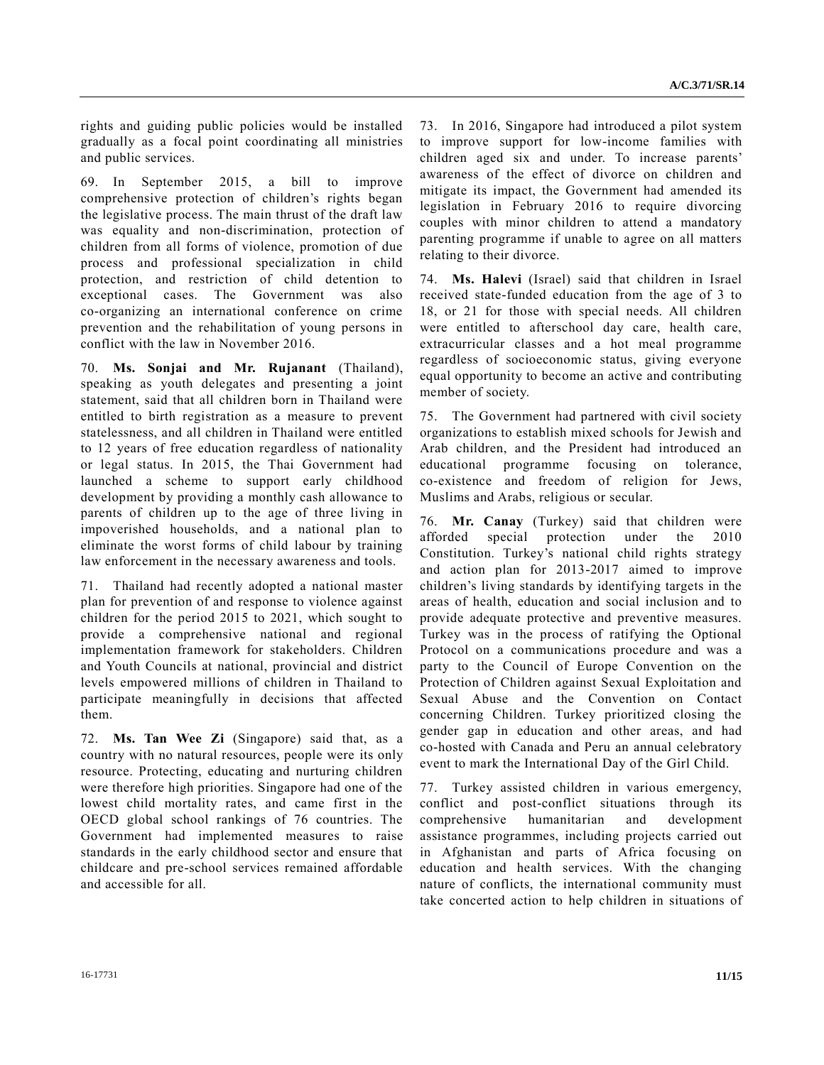rights and guiding public policies would be installed gradually as a focal point coordinating all ministries and public services.

69. In September 2015, a bill to improve comprehensive protection of children's rights began the legislative process. The main thrust of the draft law was equality and non-discrimination, protection of children from all forms of violence, promotion of due process and professional specialization in child protection, and restriction of child detention to exceptional cases. The Government was also co-organizing an international conference on crime prevention and the rehabilitation of young persons in conflict with the law in November 2016.

70. **Ms. Sonjai and Mr. Rujanant** (Thailand), speaking as youth delegates and presenting a joint statement, said that all children born in Thailand were entitled to birth registration as a measure to prevent statelessness, and all children in Thailand were entitled to 12 years of free education regardless of nationality or legal status. In 2015, the Thai Government had launched a scheme to support early childhood development by providing a monthly cash allowance to parents of children up to the age of three living in impoverished households, and a national plan to eliminate the worst forms of child labour by training law enforcement in the necessary awareness and tools.

71. Thailand had recently adopted a national master plan for prevention of and response to violence against children for the period 2015 to 2021, which sought to provide a comprehensive national and regional implementation framework for stakeholders. Children and Youth Councils at national, provincial and district levels empowered millions of children in Thailand to participate meaningfully in decisions that affected them.

72. **Ms. Tan Wee Zi** (Singapore) said that, as a country with no natural resources, people were its only resource. Protecting, educating and nurturing children were therefore high priorities. Singapore had one of the lowest child mortality rates, and came first in the OECD global school rankings of 76 countries. The Government had implemented measures to raise standards in the early childhood sector and ensure that childcare and pre-school services remained affordable and accessible for all.

73. In 2016, Singapore had introduced a pilot system to improve support for low-income families with children aged six and under. To increase parents' awareness of the effect of divorce on children and mitigate its impact, the Government had amended its legislation in February 2016 to require divorcing couples with minor children to attend a mandatory parenting programme if unable to agree on all matters relating to their divorce.

74. **Ms. Halevi** (Israel) said that children in Israel received state-funded education from the age of 3 to 18, or 21 for those with special needs. All children were entitled to afterschool day care, health care, extracurricular classes and a hot meal programme regardless of socioeconomic status, giving everyone equal opportunity to become an active and contributing member of society.

75. The Government had partnered with civil society organizations to establish mixed schools for Jewish and Arab children, and the President had introduced an educational programme focusing on tolerance, co-existence and freedom of religion for Jews, Muslims and Arabs, religious or secular.

76. **Mr. Canay** (Turkey) said that children were afforded special protection under the 2010 Constitution. Turkey's national child rights strategy and action plan for 2013-2017 aimed to improve children's living standards by identifying targets in the areas of health, education and social inclusion and to provide adequate protective and preventive measures. Turkey was in the process of ratifying the Optional Protocol on a communications procedure and was a party to the Council of Europe Convention on the Protection of Children against Sexual Exploitation and Sexual Abuse and the Convention on Contact concerning Children. Turkey prioritized closing the gender gap in education and other areas, and had co-hosted with Canada and Peru an annual celebratory event to mark the International Day of the Girl Child.

77. Turkey assisted children in various emergency, conflict and post-conflict situations through its comprehensive humanitarian and development assistance programmes, including projects carried out in Afghanistan and parts of Africa focusing on education and health services. With the changing nature of conflicts, the international community must take concerted action to help children in situations of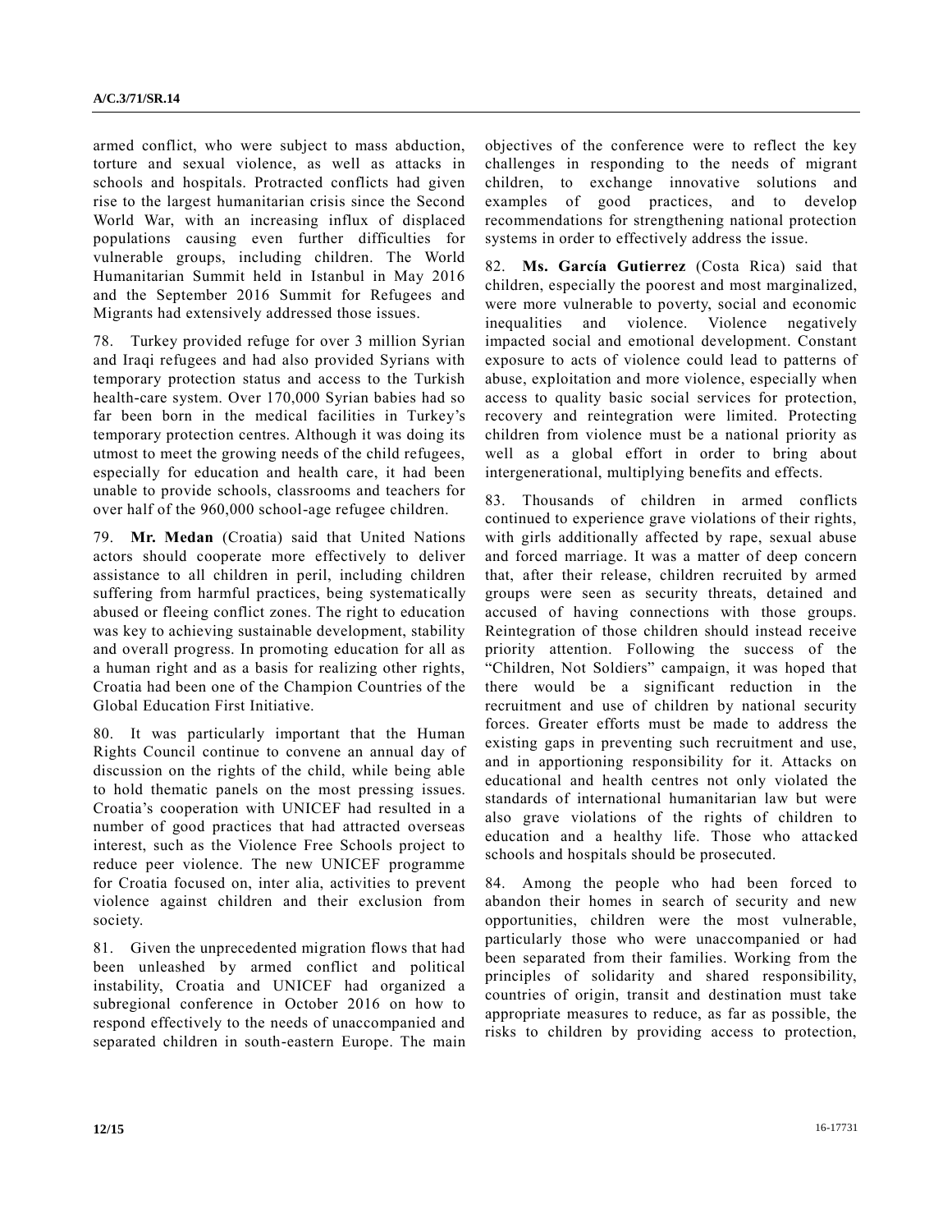armed conflict, who were subject to mass abduction, torture and sexual violence, as well as attacks in schools and hospitals. Protracted conflicts had given rise to the largest humanitarian crisis since the Second World War, with an increasing influx of displaced populations causing even further difficulties for vulnerable groups, including children. The World Humanitarian Summit held in Istanbul in May 2016 and the September 2016 Summit for Refugees and Migrants had extensively addressed those issues.

78. Turkey provided refuge for over 3 million Syrian and Iraqi refugees and had also provided Syrians with temporary protection status and access to the Turkish health-care system. Over 170,000 Syrian babies had so far been born in the medical facilities in Turkey's temporary protection centres. Although it was doing its utmost to meet the growing needs of the child refugees, especially for education and health care, it had been unable to provide schools, classrooms and teachers for over half of the 960,000 school-age refugee children.

79. **Mr. Medan** (Croatia) said that United Nations actors should cooperate more effectively to deliver assistance to all children in peril, including children suffering from harmful practices, being systematically abused or fleeing conflict zones. The right to education was key to achieving sustainable development, stability and overall progress. In promoting education for all as a human right and as a basis for realizing other rights, Croatia had been one of the Champion Countries of the Global Education First Initiative.

80. It was particularly important that the Human Rights Council continue to convene an annual day of discussion on the rights of the child, while being able to hold thematic panels on the most pressing issues. Croatia's cooperation with UNICEF had resulted in a number of good practices that had attracted overseas interest, such as the Violence Free Schools project to reduce peer violence. The new UNICEF programme for Croatia focused on, inter alia, activities to prevent violence against children and their exclusion from society.

81. Given the unprecedented migration flows that had been unleashed by armed conflict and political instability, Croatia and UNICEF had organized a subregional conference in October 2016 on how to respond effectively to the needs of unaccompanied and separated children in south-eastern Europe. The main objectives of the conference were to reflect the key challenges in responding to the needs of migrant children, to exchange innovative solutions and examples of good practices, and to develop recommendations for strengthening national protection systems in order to effectively address the issue.

82. **Ms. García Gutierrez** (Costa Rica) said that children, especially the poorest and most marginalized, were more vulnerable to poverty, social and economic inequalities and violence. Violence negatively impacted social and emotional development. Constant exposure to acts of violence could lead to patterns of abuse, exploitation and more violence, especially when access to quality basic social services for protection, recovery and reintegration were limited. Protecting children from violence must be a national priority as well as a global effort in order to bring about intergenerational, multiplying benefits and effects.

83. Thousands of children in armed conflicts continued to experience grave violations of their rights, with girls additionally affected by rape, sexual abuse and forced marriage. It was a matter of deep concern that, after their release, children recruited by armed groups were seen as security threats, detained and accused of having connections with those groups. Reintegration of those children should instead receive priority attention. Following the success of the "Children, Not Soldiers" campaign, it was hoped that there would be a significant reduction in the recruitment and use of children by national security forces. Greater efforts must be made to address the existing gaps in preventing such recruitment and use, and in apportioning responsibility for it. Attacks on educational and health centres not only violated the standards of international humanitarian law but were also grave violations of the rights of children to education and a healthy life. Those who attacked schools and hospitals should be prosecuted.

84. Among the people who had been forced to abandon their homes in search of security and new opportunities, children were the most vulnerable, particularly those who were unaccompanied or had been separated from their families. Working from the principles of solidarity and shared responsibility, countries of origin, transit and destination must take appropriate measures to reduce, as far as possible, the risks to children by providing access to protection,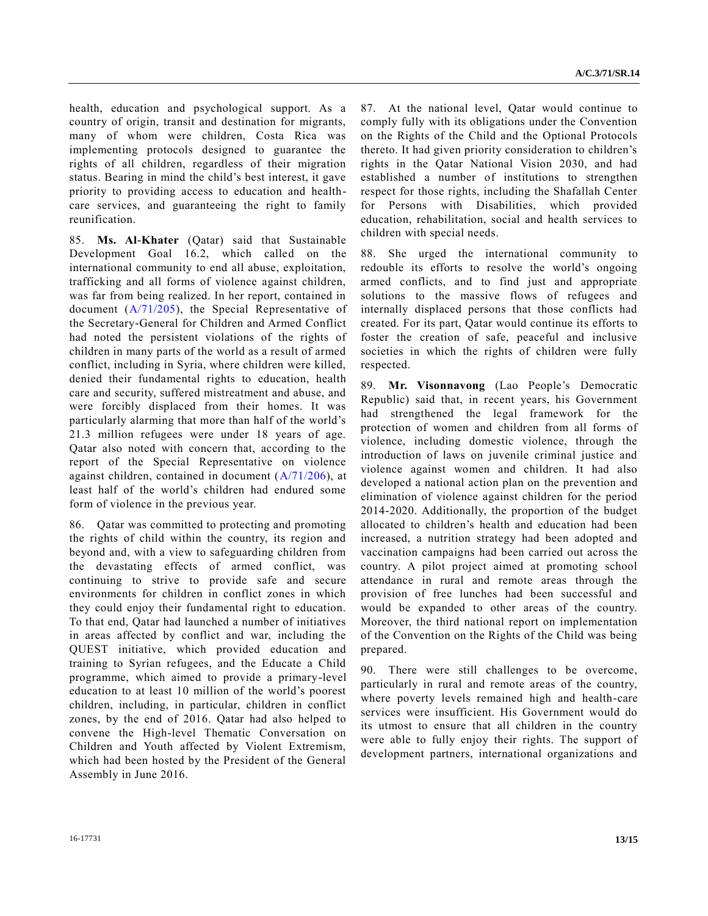health, education and psychological support. As a country of origin, transit and destination for migrants, many of whom were children, Costa Rica was implementing protocols designed to guarantee the rights of all children, regardless of their migration status. Bearing in mind the child's best interest, it gave priority to providing access to education and health-care services, and guaranteeing the right to family reunification.

85. **Ms. Al-Khater** (Qatar) said that Sustainable Development Goal 16.2, which called on the international community to end all abuse, exploitation, trafficking and all forms of violence against children, was far from being realized. In her report, contained in document (A/71/205), the Special Representative of the Secretary-General for Children and Armed Conflict had noted the persistent violations of the rights of children in many parts of the world as a result of armed conflict, including in Syria, where children were killed, denied their fundamental rights to education, health care and security, suffered mistreatment and abuse, and were forcibly displaced from their homes. It was particularly alarming that more than half of the world's 21.3 million refugees were under 18 years of age. Qatar also noted with concern that, according to the report of the Special Representative on violence against children, contained in document (A/71/206), at least half of the world's children had endured some form of violence in the previous year.

86. Qatar was committed to protecting and promoting the rights of child within the country, its region and beyond and, with a view to safeguarding children from the devastating effects of armed conflict, was continuing to strive to provide safe and secure environments for children in conflict zones in which they could enjoy their fundamental right to education. To that end, Qatar had launched a number of initiatives in areas affected by conflict and war, including the QUEST initiative, which provided education and training to Syrian refugees, and the Educate a Child programme, which aimed to provide a primary-level education to at least 10 million of the world's poorest children, including, in particular, children in conflict zones, by the end of 2016. Qatar had also helped to convene the High-level Thematic Conversation on Children and Youth affected by Violent Extremism, which had been hosted by the President of the General Assembly in June 2016.

87. At the national level, Qatar would continue to comply fully with its obligations under the Convention on the Rights of the Child and the Optional Protocols thereto. It had given priority consideration to children's rights in the Qatar National Vision 2030, and had established a number of institutions to strengthen respect for those rights, including the Shafallah Center for Persons with Disabilities, which provided education, rehabilitation, social and health services to children with special needs.

88. She urged the international community to redouble its efforts to resolve the world's ongoing armed conflicts, and to find just and appropriate solutions to the massive flows of refugees and internally displaced persons that those conflicts had created. For its part, Qatar would continue its efforts to foster the creation of safe, peaceful and inclusive societies in which the rights of children were fully respected.

89. **Mr. Visonnavong** (Lao People's Democratic Republic) said that, in recent years, his Government had strengthened the legal framework for the protection of women and children from all forms of violence, including domestic violence, through the introduction of laws on juvenile criminal justice and violence against women and children. It had also developed a national action plan on the prevention and elimination of violence against children for the period 2014-2020. Additionally, the proportion of the budget allocated to children's health and education had been increased, a nutrition strategy had been adopted and vaccination campaigns had been carried out across the country. A pilot project aimed at promoting school attendance in rural and remote areas through the provision of free lunches had been successful and would be expanded to other areas of the country. Moreover, the third national report on implementation of the Convention on the Rights of the Child was being prepared.

90. There were still challenges to be overcome, particularly in rural and remote areas of the country, where poverty levels remained high and health-care services were insufficient. His Government would do its utmost to ensure that all children in the country were able to fully enjoy their rights. The support of development partners, international organizations and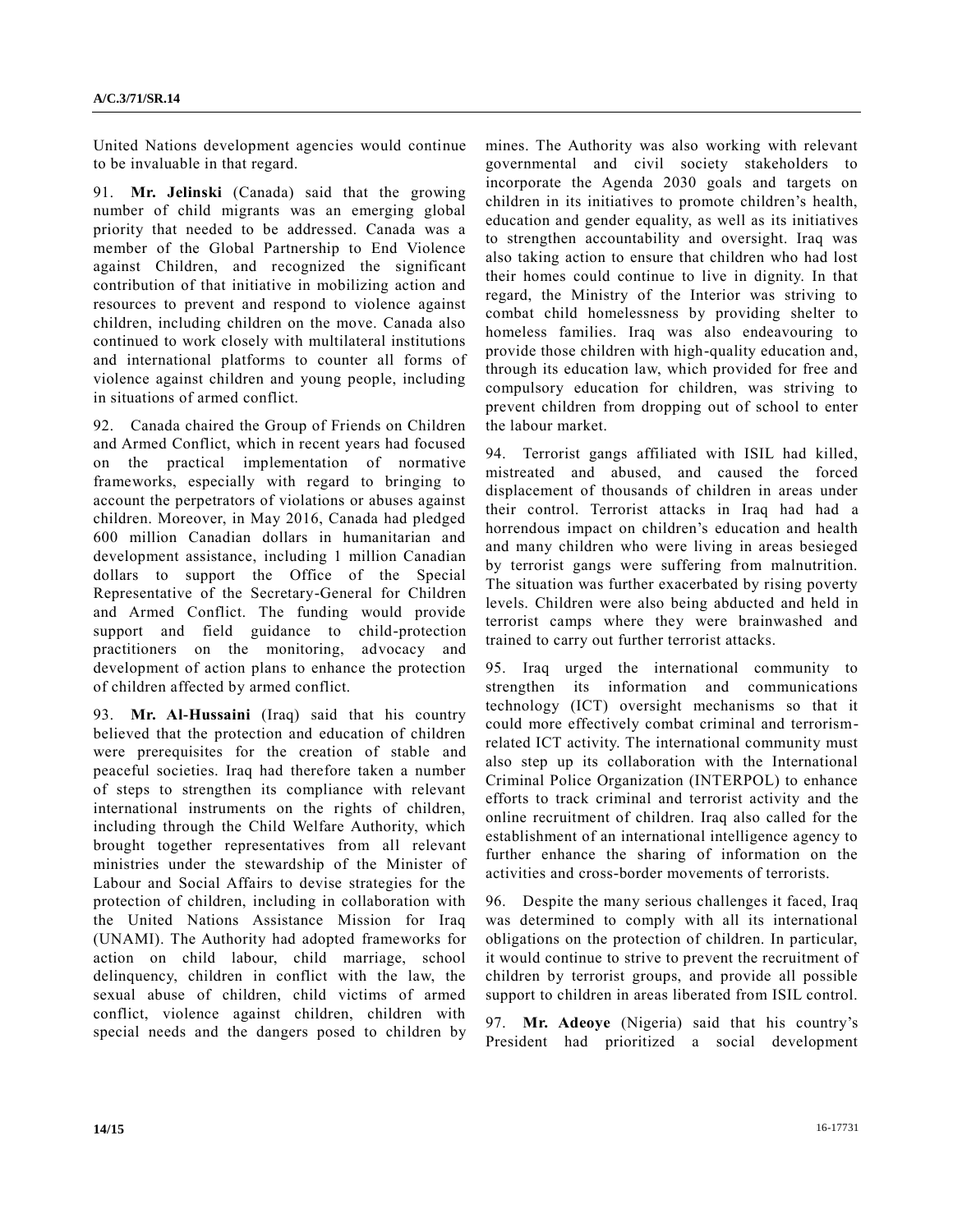United Nations development agencies would continue to be invaluable in that regard.

91. **Mr. Jelinski** (Canada) said that the growing number of child migrants was an emerging global priority that needed to be addressed. Canada was a member of the Global Partnership to End Violence against Children, and recognized the significant contribution of that initiative in mobilizing action and resources to prevent and respond to violence against children, including children on the move. Canada also continued to work closely with multilateral institutions and international platforms to counter all forms of violence against children and young people, including in situations of armed conflict.

92. Canada chaired the Group of Friends on Children and Armed Conflict, which in recent years had focused on the practical implementation of normative frameworks, especially with regard to bringing to account the perpetrators of violations or abuses against children. Moreover, in May 2016, Canada had pledged 600 million Canadian dollars in humanitarian and development assistance, including 1 million Canadian dollars to support the Office of the Special Representative of the Secretary-General for Children and Armed Conflict. The funding would provide support and field guidance to child-protection practitioners on the monitoring, advocacy and development of action plans to enhance the protection of children affected by armed conflict.

93. **Mr. Al-Hussaini** (Iraq) said that his country believed that the protection and education of children were prerequisites for the creation of stable and peaceful societies. Iraq had therefore taken a number of steps to strengthen its compliance with relevant international instruments on the rights of children, including through the Child Welfare Authority, which brought together representatives from all relevant ministries under the stewardship of the Minister of Labour and Social Affairs to devise strategies for the protection of children, including in collaboration with the United Nations Assistance Mission for Iraq (UNAMI). The Authority had adopted frameworks for action on child labour, child marriage, school delinquency, children in conflict with the law, the sexual abuse of children, child victims of armed conflict, violence against children, children with special needs and the dangers posed to children by mines. The Authority was also working with relevant governmental and civil society stakeholders to incorporate the Agenda 2030 goals and targets on children in its initiatives to promote children's health, education and gender equality, as well as its initiatives to strengthen accountability and oversight. Iraq was also taking action to ensure that children who had lost their homes could continue to live in dignity. In that regard, the Ministry of the Interior was striving to combat child homelessness by providing shelter to homeless families. Iraq was also endeavouring to provide those children with high-quality education and, through its education law, which provided for free and compulsory education for children, was striving to prevent children from dropping out of school to enter the labour market.

94. Terrorist gangs affiliated with ISIL had killed, mistreated and abused, and caused the forced displacement of thousands of children in areas under their control. Terrorist attacks in Iraq had had a horrendous impact on children's education and health and many children who were living in areas besieged by terrorist gangs were suffering from malnutrition. The situation was further exacerbated by rising poverty levels. Children were also being abducted and held in terrorist camps where they were brainwashed and trained to carry out further terrorist attacks.

95. Iraq urged the international community to strengthen its information and communications technology (ICT) oversight mechanisms so that it could more effectively combat criminal and terrorism-related ICT activity. The international community must also step up its collaboration with the International Criminal Police Organization (INTERPOL) to enhance efforts to track criminal and terrorist activity and the online recruitment of children. Iraq also called for the establishment of an international intelligence agency to further enhance the sharing of information on the activities and cross-border movements of terrorists.

96. Despite the many serious challenges it faced, Iraq was determined to comply with all its international obligations on the protection of children. In particular, it would continue to strive to prevent the recruitment of children by terrorist groups, and provide all possible support to children in areas liberated from ISIL control.

97. **Mr. Adeoye** (Nigeria) said that his country's President had prioritized a social development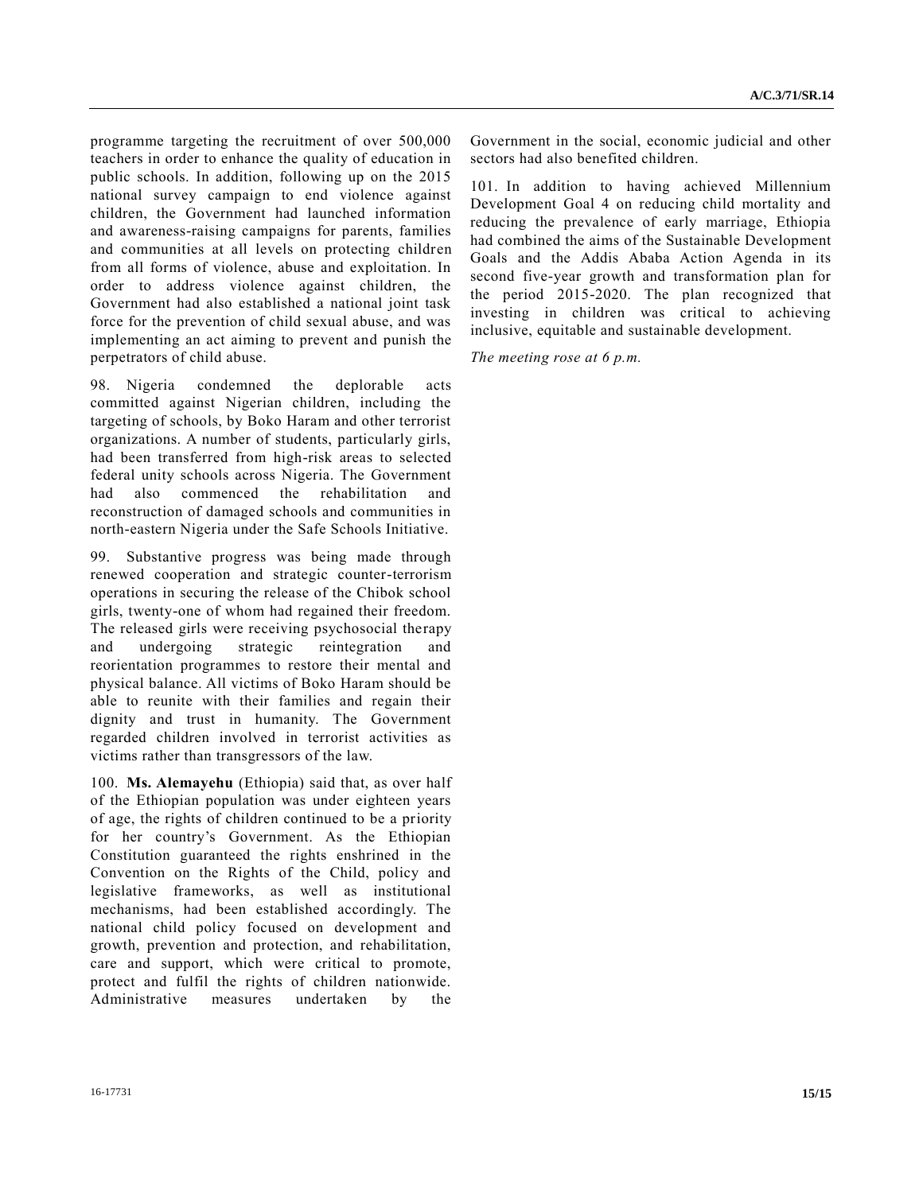programme targeting the recruitment of over 500,000 teachers in order to enhance the quality of education in public schools. In addition, following up on the 2015 national survey campaign to end violence against children, the Government had launched information and awareness-raising campaigns for parents, families and communities at all levels on protecting children from all forms of violence, abuse and exploitation. In order to address violence against children, the Government had also established a national joint task force for the prevention of child sexual abuse, and was implementing an act aiming to prevent and punish the perpetrators of child abuse.

98. Nigeria condemned the deplorable acts committed against Nigerian children, including the targeting of schools, by Boko Haram and other terrorist organizations. A number of students, particularly girls, had been transferred from high-risk areas to selected federal unity schools across Nigeria. The Government had also commenced the rehabilitation and reconstruction of damaged schools and communities in north-eastern Nigeria under the Safe Schools Initiative.

99. Substantive progress was being made through renewed cooperation and strategic counter-terrorism operations in securing the release of the Chibok school girls, twenty-one of whom had regained their freedom. The released girls were receiving psychosocial therapy and undergoing strategic reintegration and reorientation programmes to restore their mental and physical balance. All victims of Boko Haram should be able to reunite with their families and regain their dignity and trust in humanity. The Government regarded children involved in terrorist activities as victims rather than transgressors of the law.

100. **Ms. Alemayehu** (Ethiopia) said that, as over half of the Ethiopian population was under eighteen years of age, the rights of children continued to be a priority for her country's Government. As the Ethiopian Constitution guaranteed the rights enshrined in the Convention on the Rights of the Child, policy and legislative frameworks, as well as institutional mechanisms, had been established accordingly. The national child policy focused on development and growth, prevention and protection, and rehabilitation, care and support, which were critical to promote, protect and fulfil the rights of children nationwide. Administrative measures undertaken by the Government in the social, economic judicial and other sectors had also benefited children.

101. In addition to having achieved Millennium Development Goal 4 on reducing child mortality and reducing the prevalence of early marriage, Ethiopia had combined the aims of the Sustainable Development Goals and the Addis Ababa Action Agenda in its second five-year growth and transformation plan for the period 2015-2020. The plan recognized that investing in children was critical to achieving inclusive, equitable and sustainable development.

*The meeting rose at 6 p.m.*